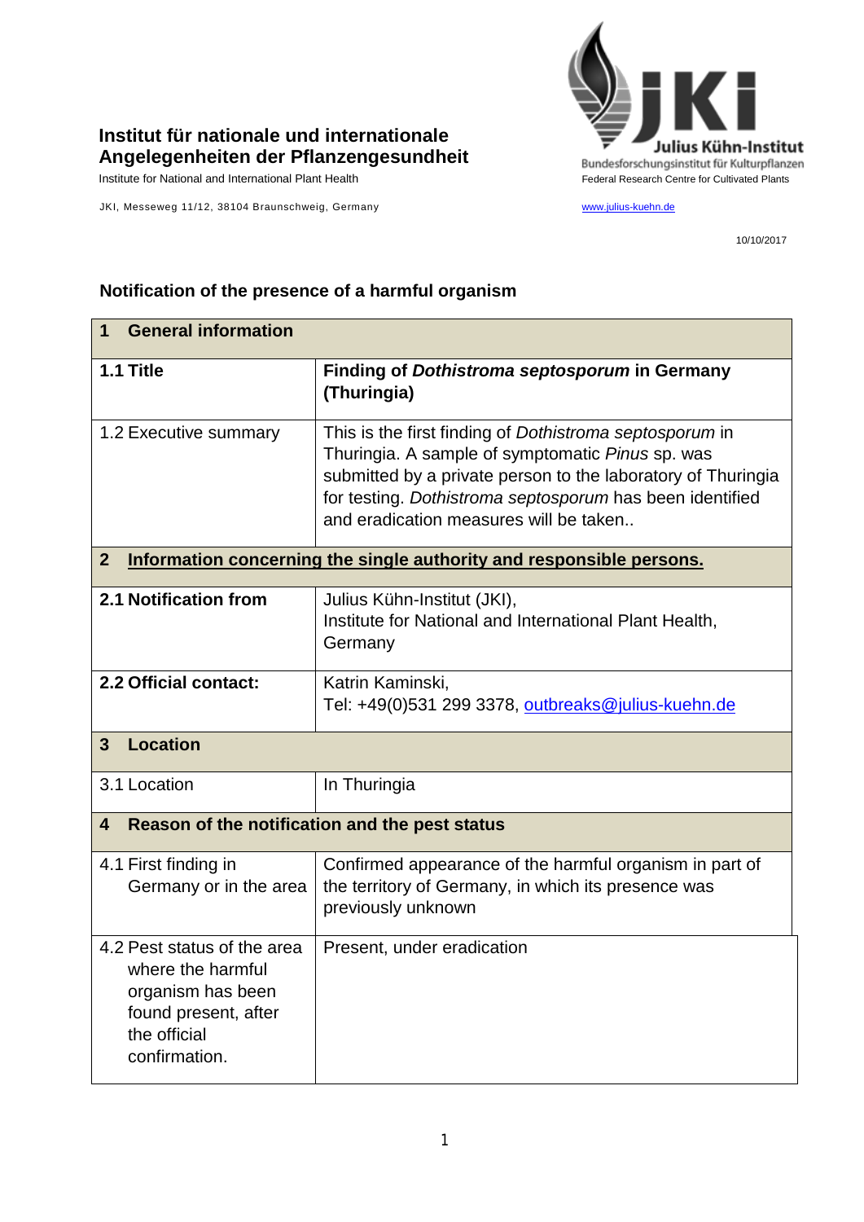**Institut für nationale und internationale Angelegenheiten der Pflanzengesundheit**

Institute for National and International Plant Health

JKI, Messeweg 11/12, 38104 Braunschweig, Germany

Julius Kühn-Institut
Bundesforschungsinstitut für Kulturpflanzen
Federal Research Centre for Cultivated Plants

www.julius-kuehn.de

10/10/2017

## Notification of the presence of a harmful organism

| **1 General information** | |
|---|---|
| **1.1 Title** | **Finding of *Dothistroma septosporum* in Germany (Thuringia)** |
| 1.2 Executive summary | This is the first finding of *Dothistroma septosporum* in Thuringia. A sample of symptomatic *Pinus* sp. was submitted by a private person to the laboratory of Thuringia for testing. *Dothistroma septosporum* has been identified and eradication measures will be taken.. |
| **2 Information concerning the single authority and responsible persons.** | |
| **2.1 Notification from** | Julius Kühn-Institut (JKI), Institute for National and International Plant Health, Germany |
| **2.2 Official contact:** | Katrin Kaminski, Tel: +49(0)531 299 3378, outbreaks@julius-kuehn.de |
| **3 Location** | |
| 3.1 Location | In Thuringia |
| **4 Reason of the notification and the pest status** | |
| 4.1 First finding in Germany or in the area | Confirmed appearance of the harmful organism in part of the territory of Germany, in which its presence was previously unknown |
| 4.2 Pest status of the area where the harmful organism has been found present, after the official confirmation. | Present, under eradication |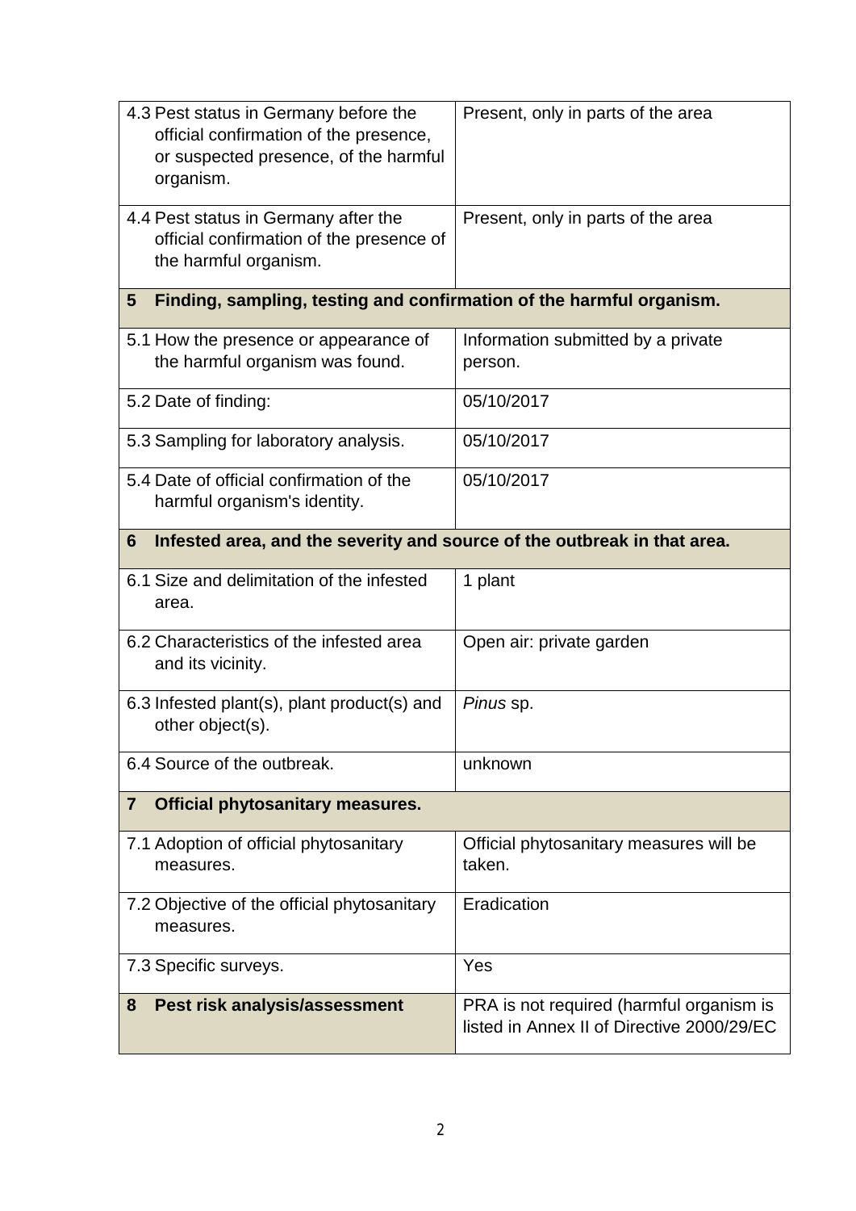| | |
|---|---|
| 4.3 Pest status in Germany before the official confirmation of the presence, or suspected presence, of the harmful organism. | Present, only in parts of the area |
| 4.4 Pest status in Germany after the official confirmation of the presence of the harmful organism. | Present, only in parts of the area |
| **5 Finding, sampling, testing and confirmation of the harmful organism.** | |
| 5.1 How the presence or appearance of the harmful organism was found. | Information submitted by a private person. |
| 5.2 Date of finding: | 05/10/2017 |
| 5.3 Sampling for laboratory analysis. | 05/10/2017 |
| 5.4 Date of official confirmation of the harmful organism's identity. | 05/10/2017 |
| **6 Infested area, and the severity and source of the outbreak in that area.** | |
| 6.1 Size and delimitation of the infested area. | 1 plant |
| 6.2 Characteristics of the infested area and its vicinity. | Open air: private garden |
| 6.3 Infested plant(s), plant product(s) and other object(s). | *Pinus* sp. |
| 6.4 Source of the outbreak. | unknown |
| **7 Official phytosanitary measures.** | |
| 7.1 Adoption of official phytosanitary measures. | Official phytosanitary measures will be taken. |
| 7.2 Objective of the official phytosanitary measures. | Eradication |
| 7.3 Specific surveys. | Yes |
| **8 Pest risk analysis/assessment** | PRA is not required (harmful organism is listed in Annex II of Directive 2000/29/EC |